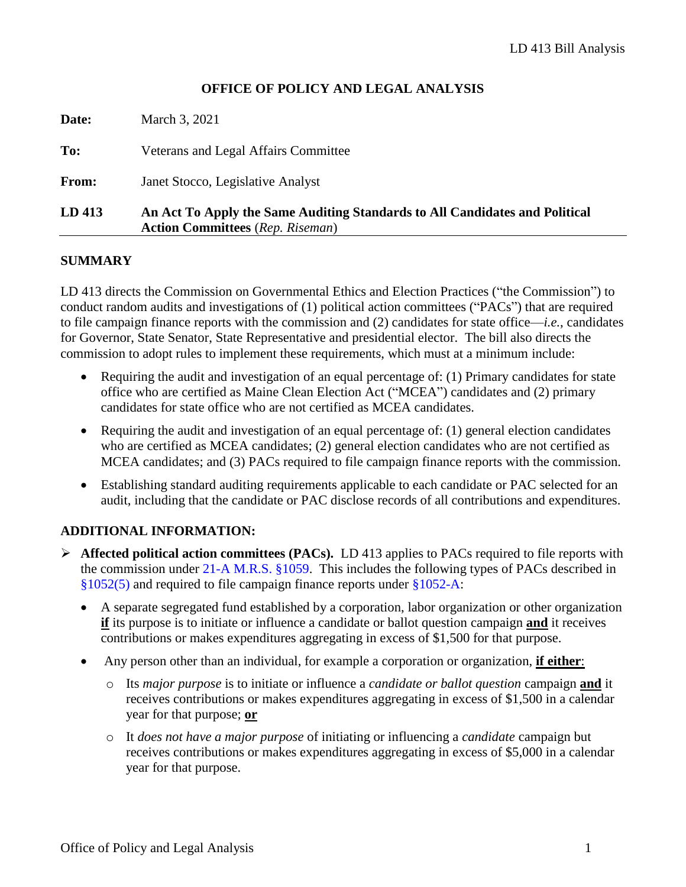## OFFICE OF POLICY AND LEGAL ANALYSIS

**Date:** March 3, 2021

**To:** Veterans and Legal Affairs Committee

**From:** Janet Stocco, Legislative Analyst

**LD 413** **An Act To Apply the Same Auditing Standards to All Candidates and Political Action Committees** (*Rep. Riseman*)

### SUMMARY

LD 413 directs the Commission on Governmental Ethics and Election Practices ("the Commission") to conduct random audits and investigations of (1) political action committees ("PACs") that are required to file campaign finance reports with the commission and (2) candidates for state office—*i.e.*, candidates for Governor, State Senator, State Representative and presidential elector. The bill also directs the commission to adopt rules to implement these requirements, which must at a minimum include:

- Requiring the audit and investigation of an equal percentage of: (1) Primary candidates for state office who are certified as Maine Clean Election Act ("MCEA") candidates and (2) primary candidates for state office who are not certified as MCEA candidates.
- Requiring the audit and investigation of an equal percentage of: (1) general election candidates who are certified as MCEA candidates; (2) general election candidates who are not certified as MCEA candidates; and (3) PACs required to file campaign finance reports with the commission.
- Establishing standard auditing requirements applicable to each candidate or PAC selected for an audit, including that the candidate or PAC disclose records of all contributions and expenditures.

### ADDITIONAL INFORMATION:

- **Affected political action committees (PACs).** LD 413 applies to PACs required to file reports with the commission under 21-A M.R.S. §1059. This includes the following types of PACs described in §1052(5) and required to file campaign finance reports under §1052-A:
  - A separate segregated fund established by a corporation, labor organization or other organization **if** its purpose is to initiate or influence a candidate or ballot question campaign **and** it receives contributions or makes expenditures aggregating in excess of $1,500 for that purpose.
  - Any person other than an individual, for example a corporation or organization, **if either**:
    - Its *major purpose* is to initiate or influence a *candidate or ballot question* campaign **and** it receives contributions or makes expenditures aggregating in excess of $1,500 in a calendar year for that purpose; **or**
    - It *does not have a major purpose* of initiating or influencing a *candidate* campaign but receives contributions or makes expenditures aggregating in excess of $5,000 in a calendar year for that purpose.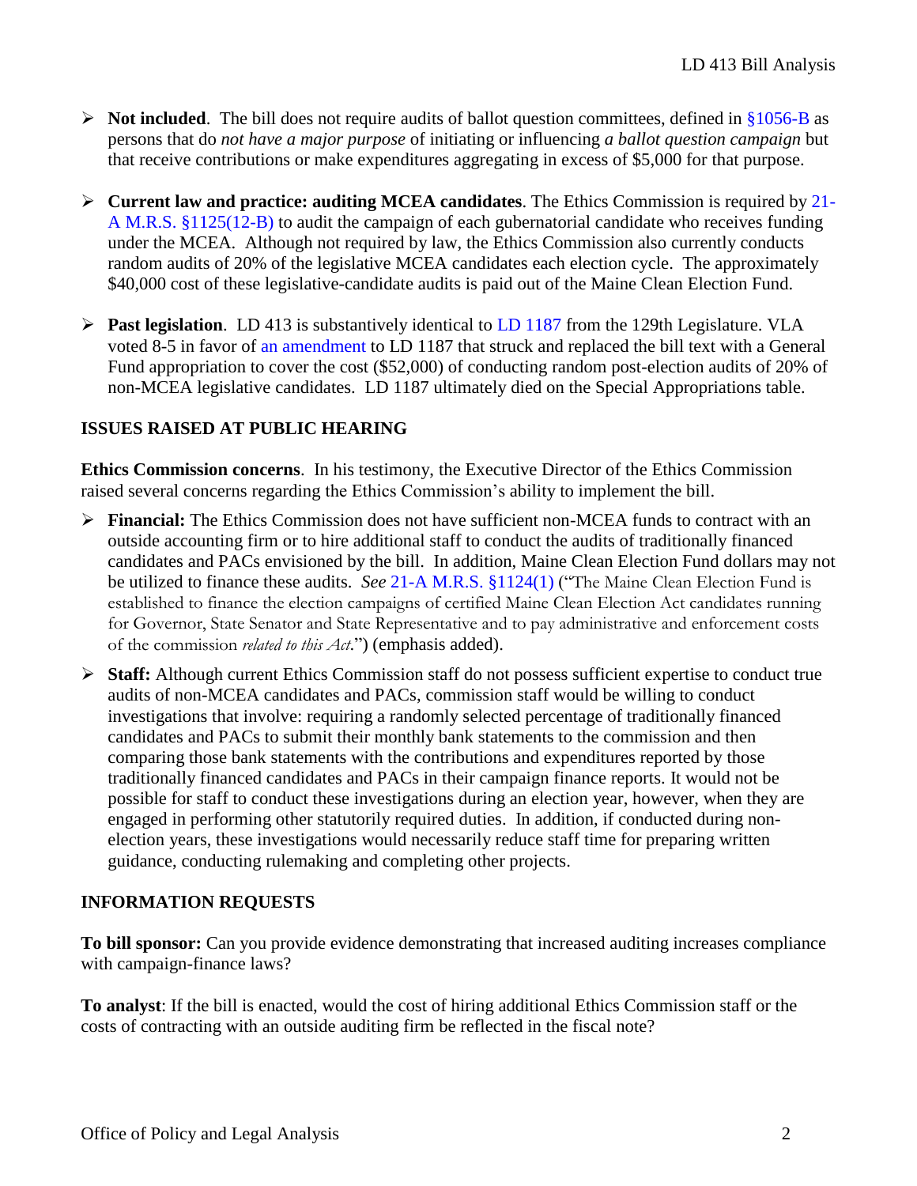- **Not included**. The bill does not require audits of ballot question committees, defined in §1056-B as persons that do *not have a major purpose* of initiating or influencing *a ballot question campaign* but that receive contributions or make expenditures aggregating in excess of $5,000 for that purpose.

- **Current law and practice: auditing MCEA candidates**. The Ethics Commission is required by 21-A M.R.S. §1125(12-B) to audit the campaign of each gubernatorial candidate who receives funding under the MCEA. Although not required by law, the Ethics Commission also currently conducts random audits of 20% of the legislative MCEA candidates each election cycle. The approximately $40,000 cost of these legislative-candidate audits is paid out of the Maine Clean Election Fund.

- **Past legislation**. LD 413 is substantively identical to LD 1187 from the 129th Legislature. VLA voted 8-5 in favor of an amendment to LD 1187 that struck and replaced the bill text with a General Fund appropriation to cover the cost ($52,000) of conducting random post-election audits of 20% of non-MCEA legislative candidates. LD 1187 ultimately died on the Special Appropriations table.

## ISSUES RAISED AT PUBLIC HEARING

**Ethics Commission concerns**. In his testimony, the Executive Director of the Ethics Commission raised several concerns regarding the Ethics Commission's ability to implement the bill.

- **Financial:** The Ethics Commission does not have sufficient non-MCEA funds to contract with an outside accounting firm or to hire additional staff to conduct the audits of traditionally financed candidates and PACs envisioned by the bill. In addition, Maine Clean Election Fund dollars may not be utilized to finance these audits. *See* 21-A M.R.S. §1124(1) ("The Maine Clean Election Fund is established to finance the election campaigns of certified Maine Clean Election Act candidates running for Governor, State Senator and State Representative and to pay administrative and enforcement costs of the commission *related to this Act*.") (emphasis added).

- **Staff:** Although current Ethics Commission staff do not possess sufficient expertise to conduct true audits of non-MCEA candidates and PACs, commission staff would be willing to conduct investigations that involve: requiring a randomly selected percentage of traditionally financed candidates and PACs to submit their monthly bank statements to the commission and then comparing those bank statements with the contributions and expenditures reported by those traditionally financed candidates and PACs in their campaign finance reports. It would not be possible for staff to conduct these investigations during an election year, however, when they are engaged in performing other statutorily required duties. In addition, if conducted during non-election years, these investigations would necessarily reduce staff time for preparing written guidance, conducting rulemaking and completing other projects.

## INFORMATION REQUESTS

**To bill sponsor:** Can you provide evidence demonstrating that increased auditing increases compliance with campaign-finance laws?

**To analyst**: If the bill is enacted, would the cost of hiring additional Ethics Commission staff or the costs of contracting with an outside auditing firm be reflected in the fiscal note?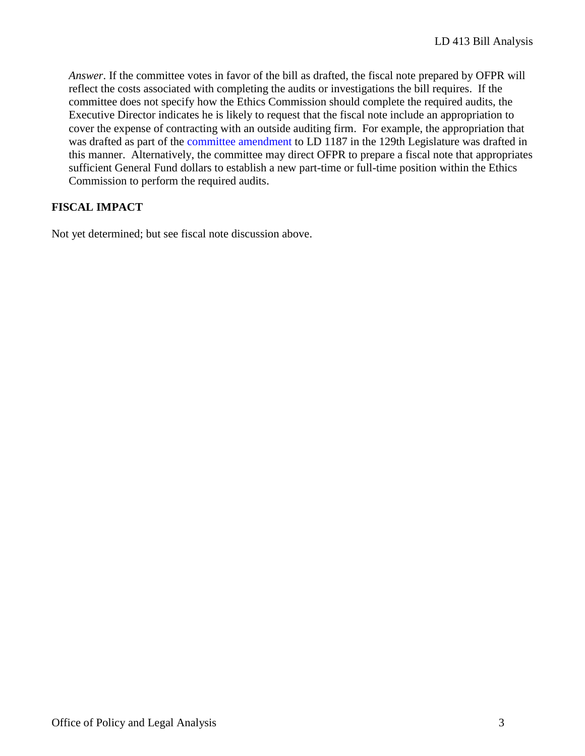*Answer*. If the committee votes in favor of the bill as drafted, the fiscal note prepared by OFPR will reflect the costs associated with completing the audits or investigations the bill requires. If the committee does not specify how the Ethics Commission should complete the required audits, the Executive Director indicates he is likely to request that the fiscal note include an appropriation to cover the expense of contracting with an outside auditing firm. For example, the appropriation that was drafted as part of the committee amendment to LD 1187 in the 129th Legislature was drafted in this manner. Alternatively, the committee may direct OFPR to prepare a fiscal note that appropriates sufficient General Fund dollars to establish a new part-time or full-time position within the Ethics Commission to perform the required audits.

**FISCAL IMPACT**

Not yet determined; but see fiscal note discussion above.